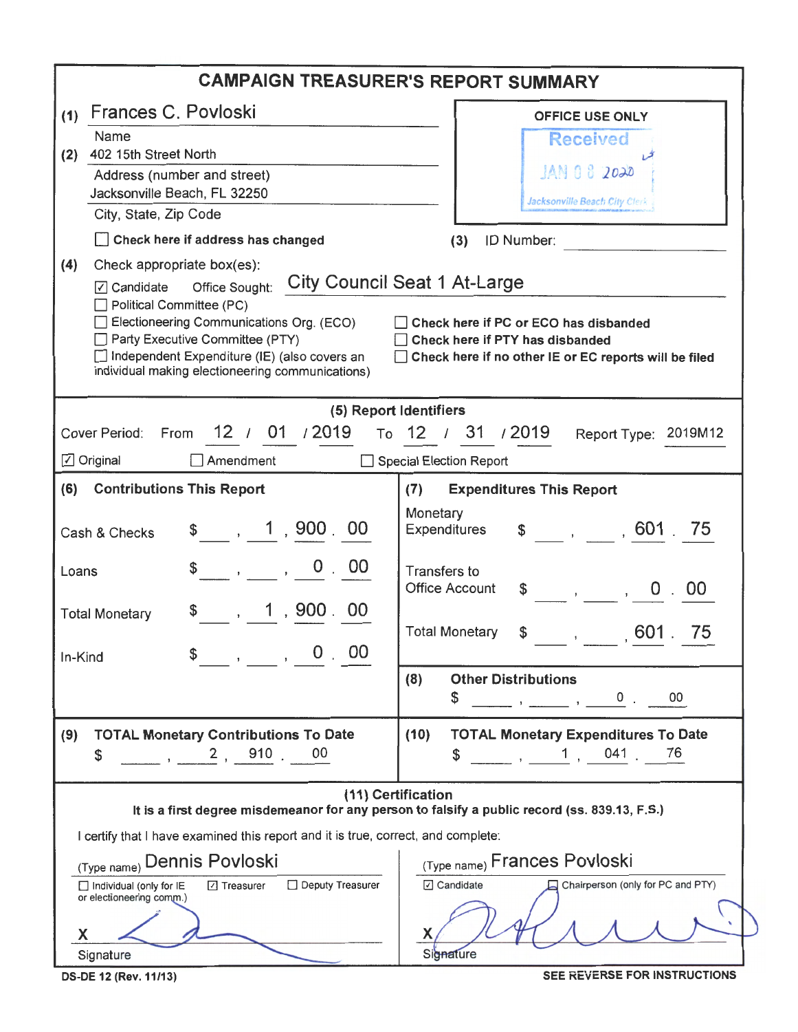# CAMPAIGN TREASURER'S REPORT SUMMARY

**(1)** Frances C. Povloski
Name

**(2)** 402 15th Street North
Address (number and street)

Jacksonville Beach, FL 32250
City, State, Zip Code

☐ **Check here if address has changed**

OFFICE USE ONLY
Received
JAN 08 2020
Jacksonville Beach City Clerk

**(3)** ID Number:

**(4)** Check appropriate box(es):

☑ Candidate Office Sought: City Council Seat 1 At-Large
☐ Political Committee (PC)
☐ Electioneering Communications Org. (ECO)
☐ Party Executive Committee (PTY)
☐ Independent Expenditure (IE) (also covers an individual making electioneering communications)

☐ **Check here if PC or ECO has disbanded**
☐ **Check here if PTY has disbanded**
☐ **Check here if no other IE or EC reports will be filed**

## (5) Report Identifiers

Cover Period: From 12 / 01 / 2019 To 12 / 31 / 2019 Report Type: 2019M12

☑ Original ☐ Amendment ☐ Special Election Report

## (6) Contributions This Report

| | |
|---|---|
| Cash & Checks | $ 1,900.00 |
| Loans | $ 0.00 |
| Total Monetary | $ 1,900.00 |
| In-Kind | $ 0.00 |

## (7) Expenditures This Report

| | |
|---|---|
| Monetary Expenditures | $ 601.75 |
| Transfers to Office Account | $ 0.00 |
| Total Monetary | $ 601.75 |

## (8) Other Distributions

$ 0.00

## (9) TOTAL Monetary Contributions To Date

$ 2,910.00

## (10) TOTAL Monetary Expenditures To Date

$ 1,041.76

## (11) Certification

**It is a first degree misdemeanor for any person to falsify a public record (ss. 839.13, F.S.)**

I certify that I have examined this report and it is true, correct, and complete:

(Type name) Dennis Povloski
☐ Individual (only for IE or electioneering comm.) ☑ Treasurer ☐ Deputy Treasurer

X
Signature

(Type name) Frances Povloski
☑ Candidate ☐ Chairperson (only for PC and PTY)

X
Signature

DS-DE 12 (Rev. 11/13)

**SEE REVERSE FOR INSTRUCTIONS**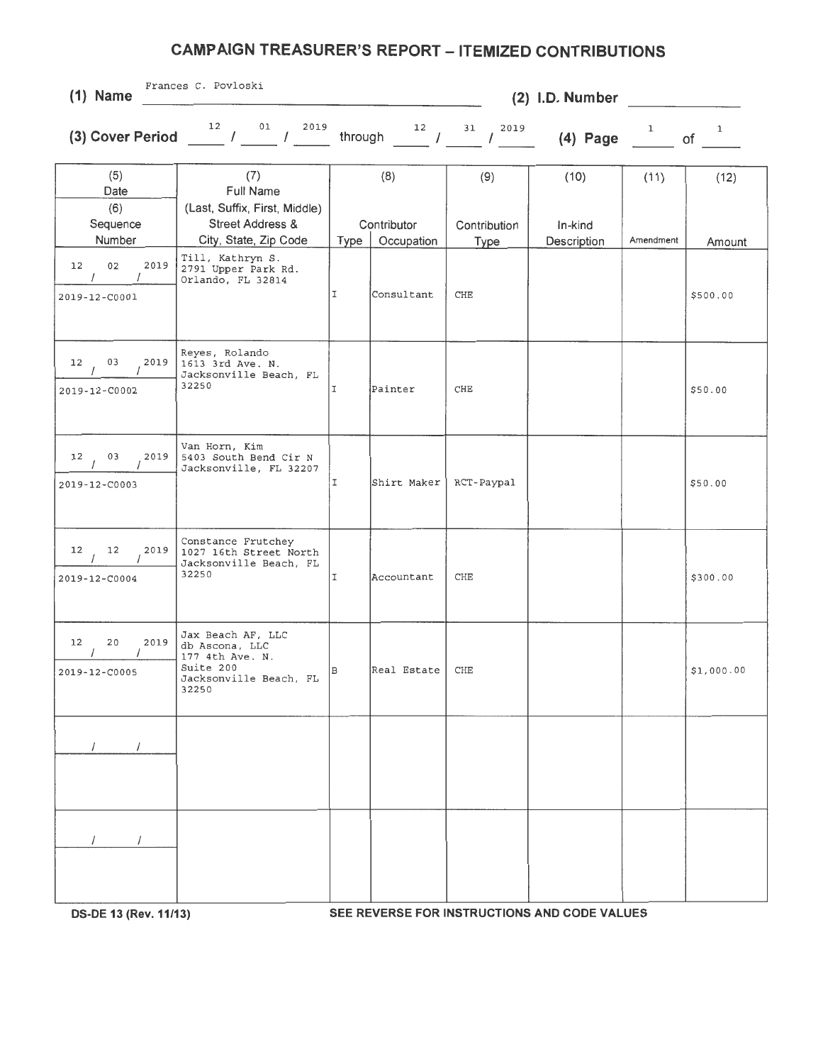# CAMPAIGN TREASURER'S REPORT – ITEMIZED CONTRIBUTIONS

**(1) Name** Frances C. Povloski **(2) I.D. Number** 

**(3) Cover Period** 12 / 01 / 2019 through 12 / 31 / 2019 **(4) Page** 1 of 1

| (5) Date / (6) Sequence Number | (7) Full Name (Last, Suffix, First, Middle) Street Address & City, State, Zip Code | (8) Contributor Type | (8) Contributor Occupation | (9) Contribution Type | (10) In-kind Description | (11) Amendment | (12) Amount |
|---|---|---|---|---|---|---|---|
| 12 / 02 / 2019<br>2019-12-C0001 | Till, Kathryn S.<br>2791 Upper Park Rd.<br>Orlando, FL 32814 | I | Consultant | CHE | | | $500.00 |
| 12 / 03 / 2019<br>2019-12-C0002 | Reyes, Rolando<br>1613 3rd Ave. N.<br>Jacksonville Beach, FL 32250 | I | Painter | CHE | | | $50.00 |
| 12 / 03 / 2019<br>2019-12-C0003 | Van Horn, Kim<br>5403 South Bend Cir N<br>Jacksonville, FL 32207 | I | Shirt Maker | RCT-Paypal | | | $50.00 |
| 12 / 12 / 2019<br>2019-12-C0004 | Constance Frutchey<br>1027 16th Street North<br>Jacksonville Beach, FL 32250 | I | Accountant | CHE | | | $300.00 |
| 12 / 20 / 2019<br>2019-12-C0005 | Jax Beach AF, LLC<br>db Ascona, LLC<br>177 4th Ave. N.<br>Suite 200<br>Jacksonville Beach, FL 32250 | B | Real Estate | CHE | | | $1,000.00 |
| / / | | | | | | | |
| / / | | | | | | | |

DS-DE 13 (Rev. 11/13) SEE REVERSE FOR INSTRUCTIONS AND CODE VALUES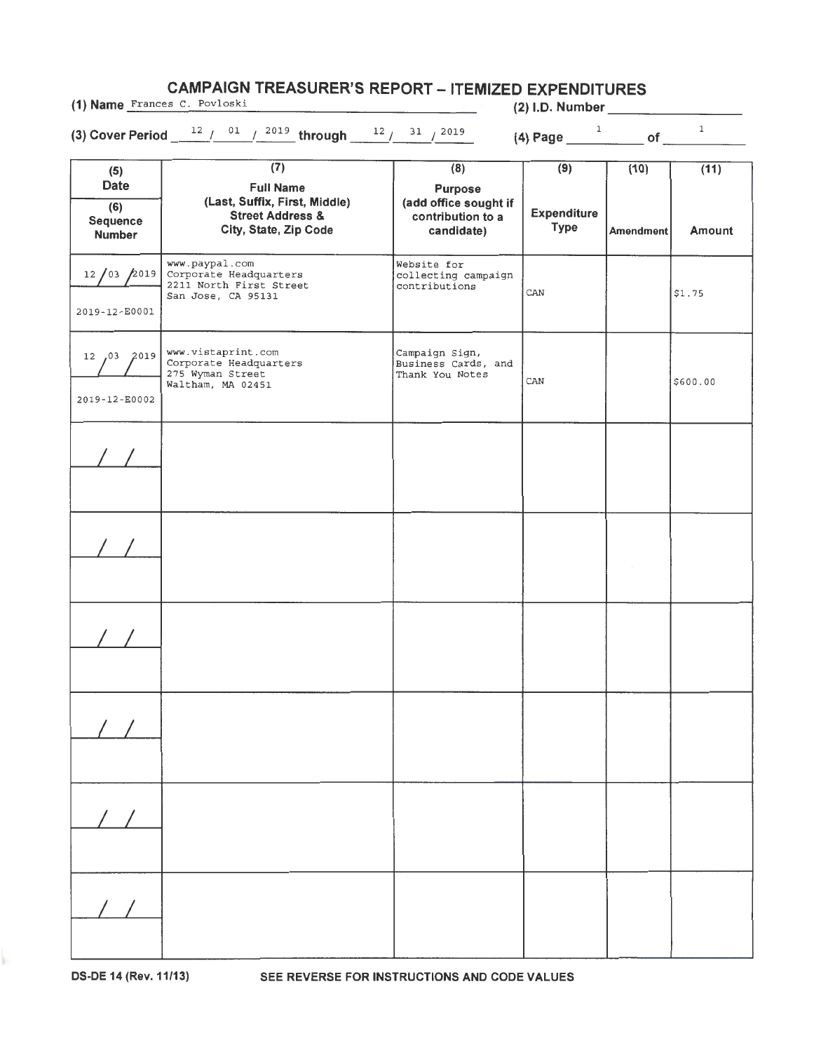# CAMPAIGN TREASURER'S REPORT – ITEMIZED EXPENDITURES

**(1) Name** Frances C. Povloski **(2) I.D. Number** ______

**(3) Cover Period** 12 / 01 / 2019 **through** 12 / 31 / 2019 **(4) Page** 1 **of** 1

| (5) Date / (6) Sequence Number | (7) Full Name (Last, Suffix, First, Middle) Street Address & City, State, Zip Code | (8) Purpose (add office sought if contribution to a candidate) | (9) Expenditure Type | (10) Amendment | (11) Amount |
|---|---|---|---|---|---|
| 12 / 03 / 2019<br>2019-12-E0001 | www.paypal.com<br>Corporate Headquarters<br>2211 North First Street<br>San Jose, CA 95131 | Website for collecting campaign contributions | CAN | | $1.75 |
| 12 / 03 / 2019<br>2019-12-E0002 | www.vistaprint.com<br>Corporate Headquarters<br>275 Wyman Street<br>Waltham, MA 02451 | Campaign Sign, Business Cards, and Thank You Notes | CAN | | $600.00 |
| / / | | | | | |
| / / | | | | | |
| / / | | | | | |
| / / | | | | | |
| / / | | | | | |
| / / | | | | | |

DS-DE 14 (Rev. 11/13) SEE REVERSE FOR INSTRUCTIONS AND CODE VALUES